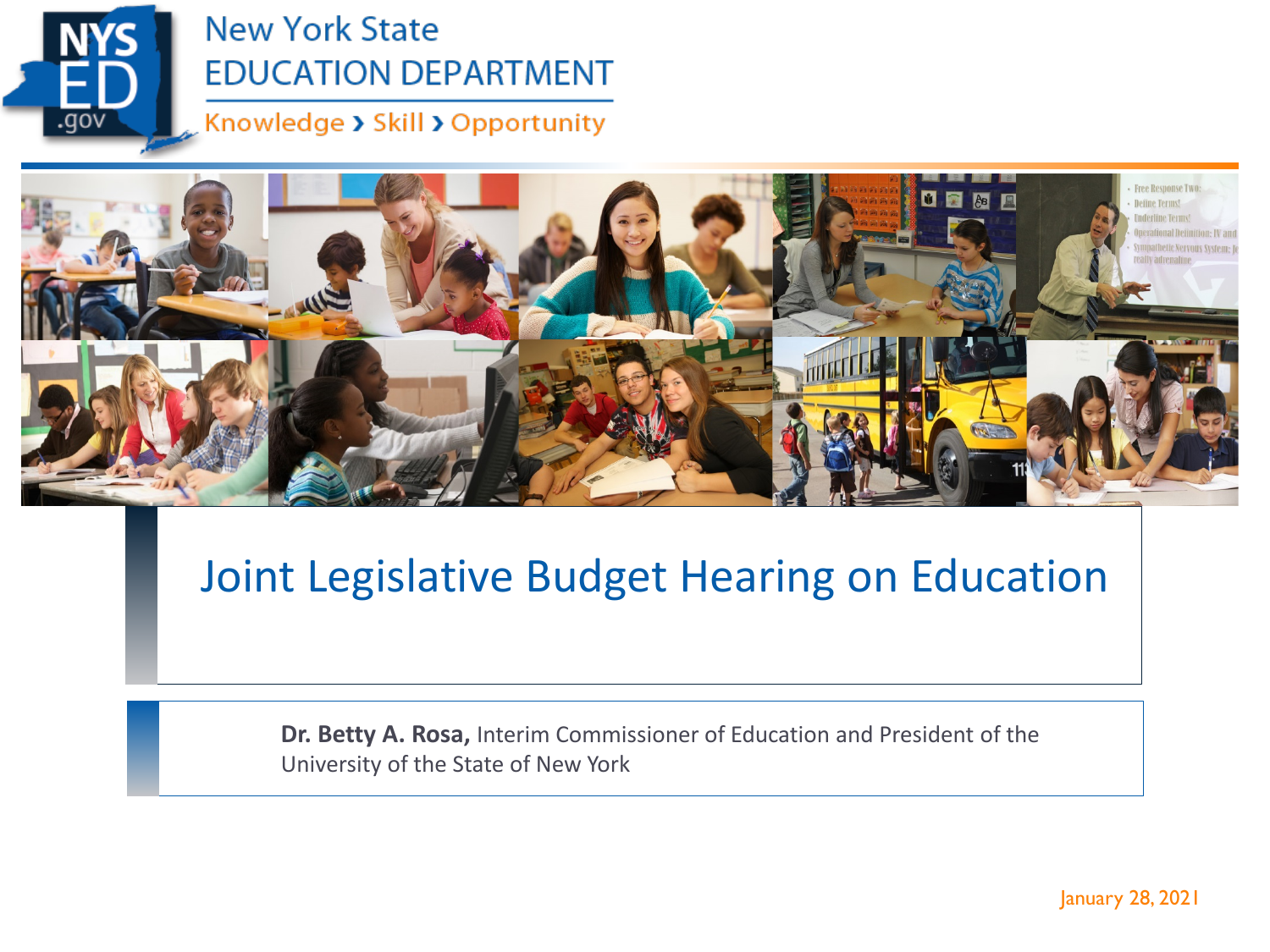New York State
EDUCATION DEPARTMENT
Knowledge › Skill › Opportunity

# Joint Legislative Budget Hearing on Education

**Dr. Betty A. Rosa,** Interim Commissioner of Education and President of the University of the State of New York

January 28, 2021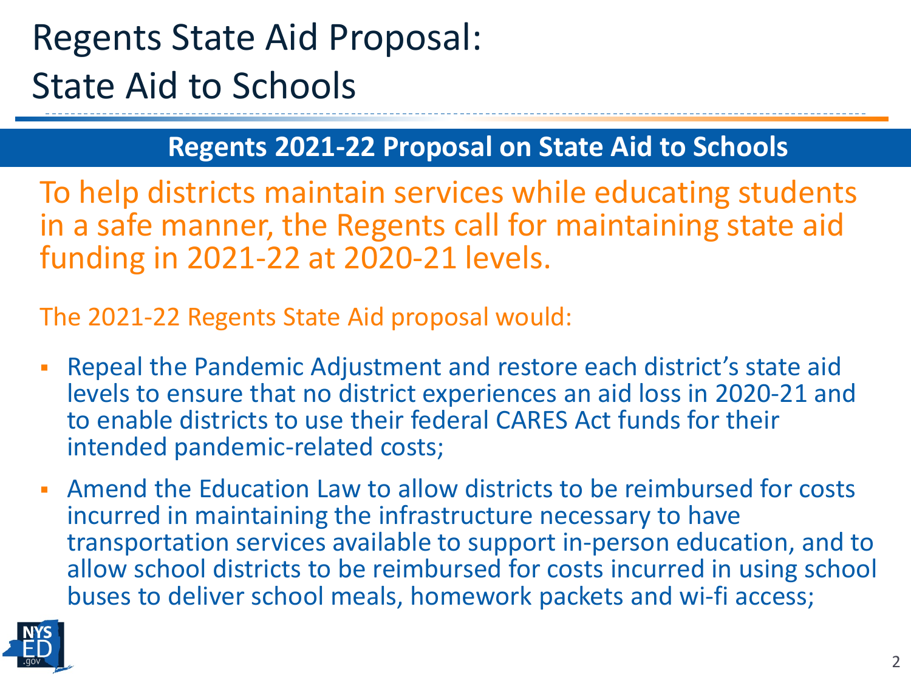# Regents State Aid Proposal: State Aid to Schools

## Regents 2021-22 Proposal on State Aid to Schools

To help districts maintain services while educating students in a safe manner, the Regents call for maintaining state aid funding in 2021-22 at 2020-21 levels.

The 2021-22 Regents State Aid proposal would:

- Repeal the Pandemic Adjustment and restore each district's state aid levels to ensure that no district experiences an aid loss in 2020-21 and to enable districts to use their federal CARES Act funds for their intended pandemic-related costs;
- Amend the Education Law to allow districts to be reimbursed for costs incurred in maintaining the infrastructure necessary to have transportation services available to support in-person education, and to allow school districts to be reimbursed for costs incurred in using school buses to deliver school meals, homework packets and wi-fi access;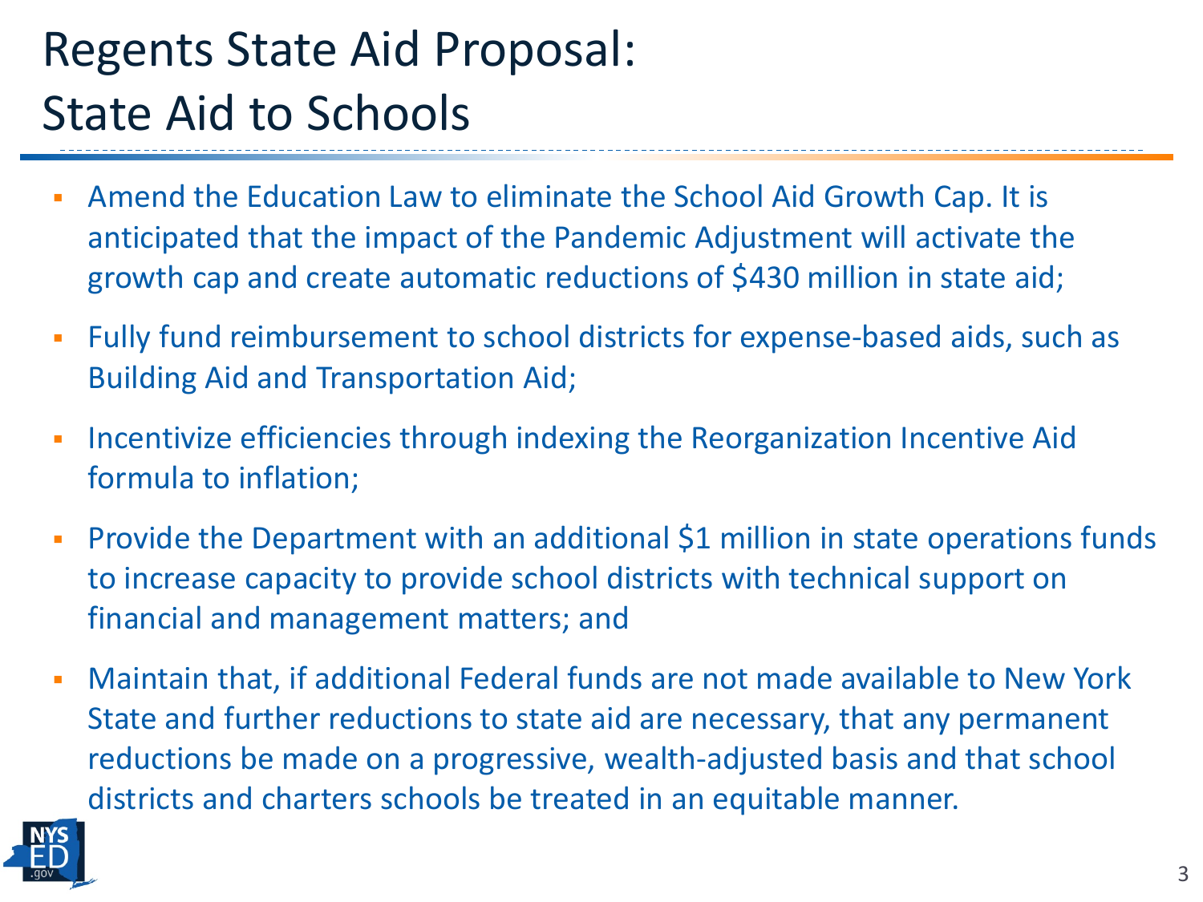# Regents State Aid Proposal: State Aid to Schools

- Amend the Education Law to eliminate the School Aid Growth Cap. It is anticipated that the impact of the Pandemic Adjustment will activate the growth cap and create automatic reductions of $430 million in state aid;
- Fully fund reimbursement to school districts for expense-based aids, such as Building Aid and Transportation Aid;
- Incentivize efficiencies through indexing the Reorganization Incentive Aid formula to inflation;
- Provide the Department with an additional $1 million in state operations funds to increase capacity to provide school districts with technical support on financial and management matters; and
- Maintain that, if additional Federal funds are not made available to New York State and further reductions to state aid are necessary, that any permanent reductions be made on a progressive, wealth-adjusted basis and that school districts and charters schools be treated in an equitable manner.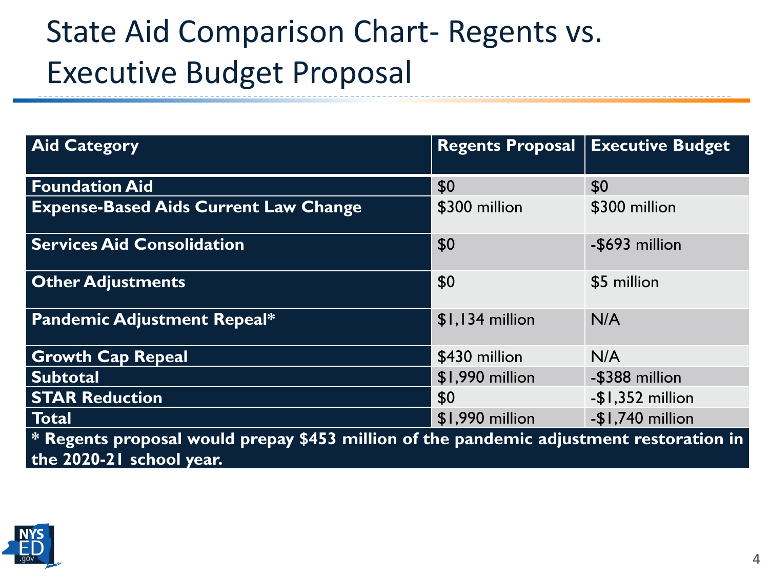# State Aid Comparison Chart- Regents vs. Executive Budget Proposal

| Aid Category | Regents Proposal | Executive Budget |
|---|---|---|
| **Foundation Aid** | $0 | $0 |
| **Expense-Based Aids Current Law Change** | $300 million | $300 million |
| **Services Aid Consolidation** | $0 | -$693 million |
| **Other Adjustments** | $0 | $5 million |
| **Pandemic Adjustment Repeal*** | $1,134 million | N/A |
| **Growth Cap Repeal** | $430 million | N/A |
| **Subtotal** | $1,990 million | -$388 million |
| **STAR Reduction** | $0 | -$1,352 million |
| **Total** | $1,990 million | -$1,740 million |

**\* Regents proposal would prepay $453 million of the pandemic adjustment restoration in the 2020-21 school year.**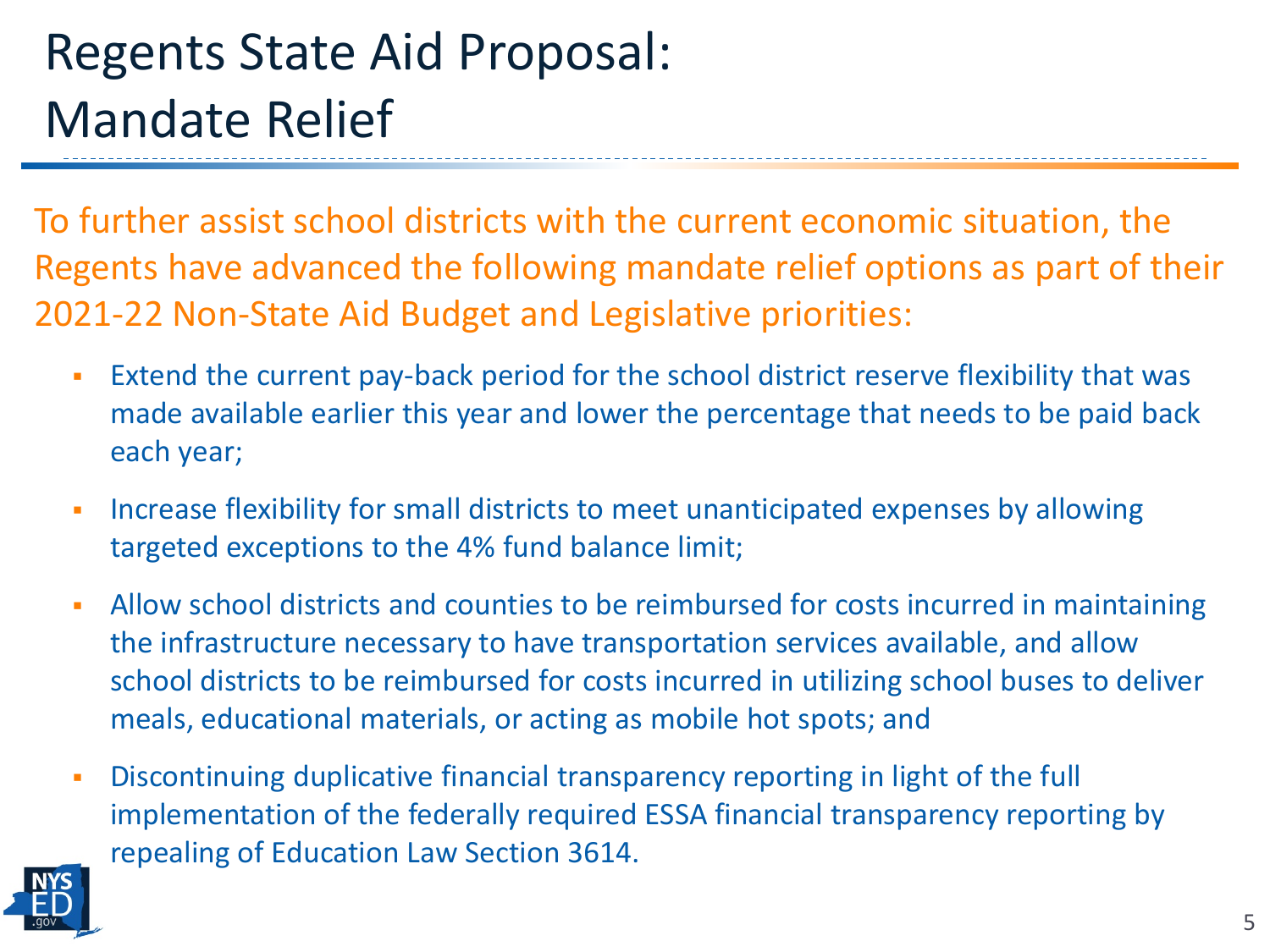# Regents State Aid Proposal: Mandate Relief

To further assist school districts with the current economic situation, the Regents have advanced the following mandate relief options as part of their 2021-22 Non-State Aid Budget and Legislative priorities:

- Extend the current pay-back period for the school district reserve flexibility that was made available earlier this year and lower the percentage that needs to be paid back each year;
- Increase flexibility for small districts to meet unanticipated expenses by allowing targeted exceptions to the 4% fund balance limit;
- Allow school districts and counties to be reimbursed for costs incurred in maintaining the infrastructure necessary to have transportation services available, and allow school districts to be reimbursed for costs incurred in utilizing school buses to deliver meals, educational materials, or acting as mobile hot spots; and
- Discontinuing duplicative financial transparency reporting in light of the full implementation of the federally required ESSA financial transparency reporting by repealing of Education Law Section 3614.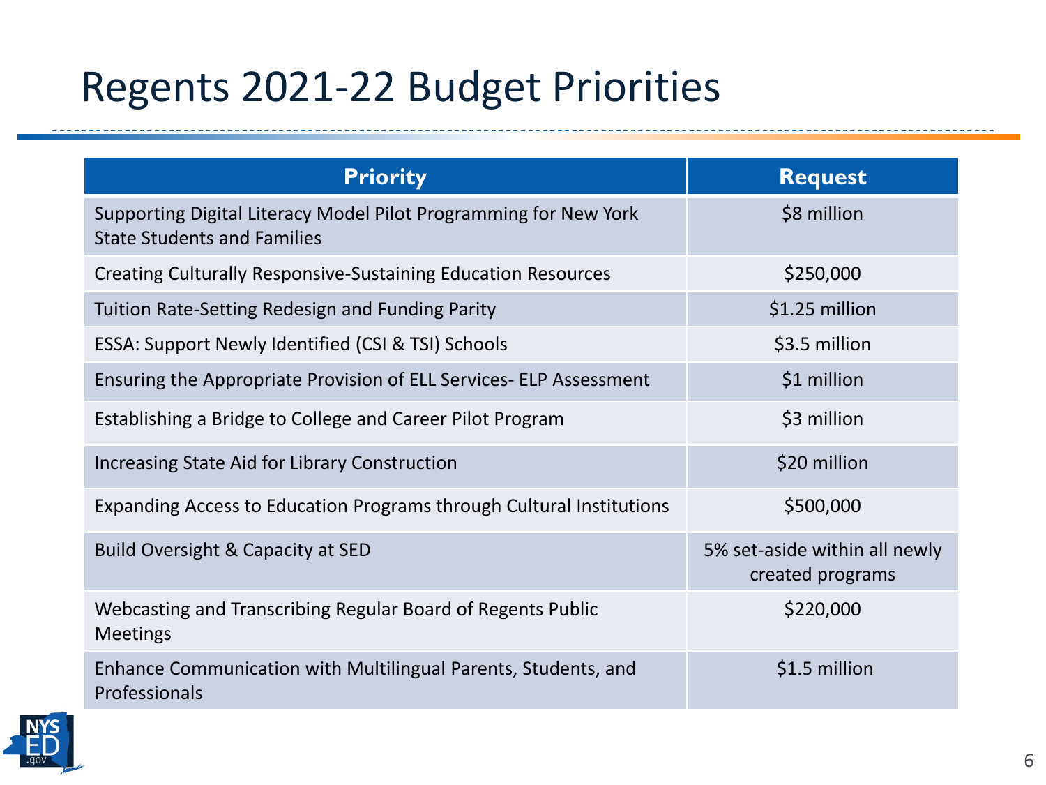# Regents 2021-22 Budget Priorities

| Priority | Request |
|---|---|
| Supporting Digital Literacy Model Pilot Programming for New York State Students and Families | $8 million |
| Creating Culturally Responsive-Sustaining Education Resources | $250,000 |
| Tuition Rate-Setting Redesign and Funding Parity | $1.25 million |
| ESSA: Support Newly Identified (CSI & TSI) Schools | $3.5 million |
| Ensuring the Appropriate Provision of ELL Services- ELP Assessment | $1 million |
| Establishing a Bridge to College and Career Pilot Program | $3 million |
| Increasing State Aid for Library Construction | $20 million |
| Expanding Access to Education Programs through Cultural Institutions | $500,000 |
| Build Oversight & Capacity at SED | 5% set-aside within all newly created programs |
| Webcasting and Transcribing Regular Board of Regents Public Meetings | $220,000 |
| Enhance Communication with Multilingual Parents, Students, and Professionals | $1.5 million |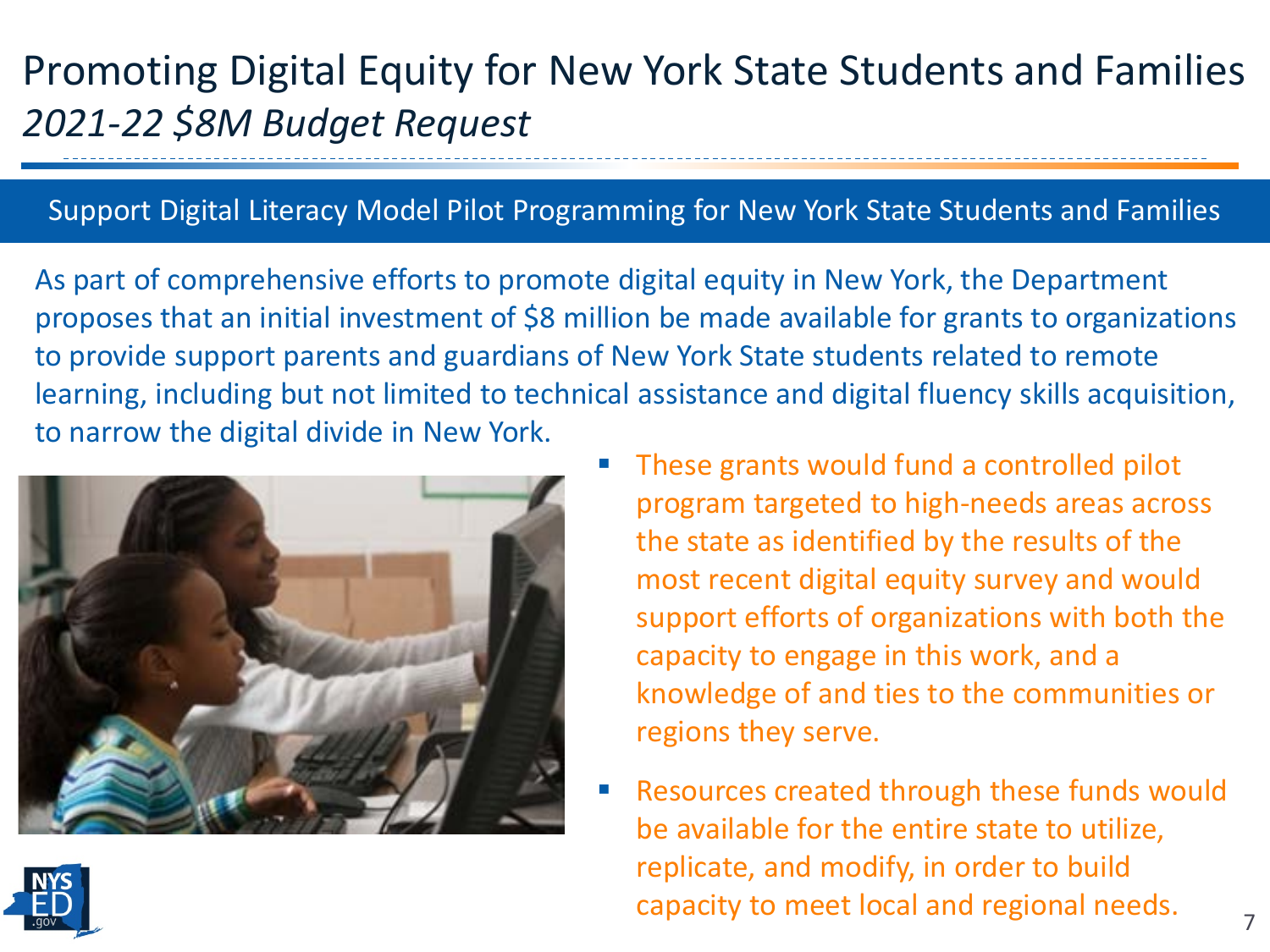# Promoting Digital Equity for New York State Students and Families

*2021-22 $8M Budget Request*

## Support Digital Literacy Model Pilot Programming for New York State Students and Families

As part of comprehensive efforts to promote digital equity in New York, the Department proposes that an initial investment of $8 million be made available for grants to organizations to provide support parents and guardians of New York State students related to remote learning, including but not limited to technical assistance and digital fluency skills acquisition, to narrow the digital divide in New York.

- These grants would fund a controlled pilot program targeted to high-needs areas across the state as identified by the results of the most recent digital equity survey and would support efforts of organizations with both the capacity to engage in this work, and a knowledge of and ties to the communities or regions they serve.
- Resources created through these funds would be available for the entire state to utilize, replicate, and modify, in order to build capacity to meet local and regional needs.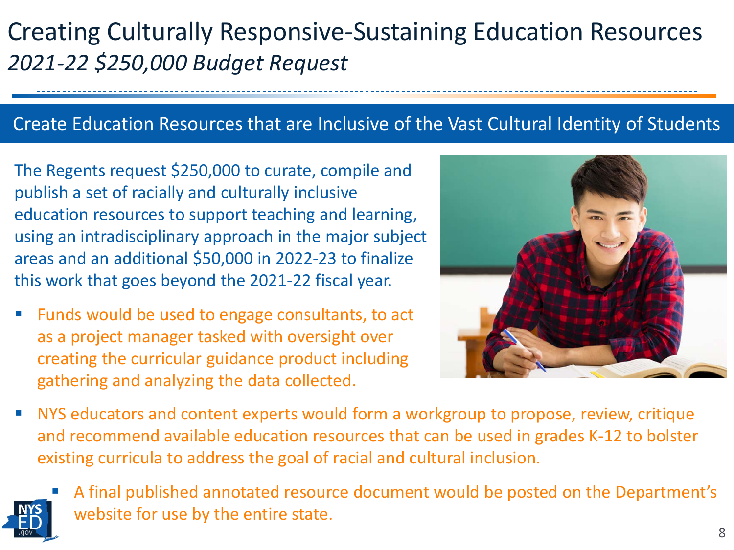# Creating Culturally Responsive-Sustaining Education Resources
*2021-22 $250,000 Budget Request*

## Create Education Resources that are Inclusive of the Vast Cultural Identity of Students

The Regents request $250,000 to curate, compile and publish a set of racially and culturally inclusive education resources to support teaching and learning, using an intradisciplinary approach in the major subject areas and an additional $50,000 in 2022-23 to finalize this work that goes beyond the 2021-22 fiscal year.

- Funds would be used to engage consultants, to act as a project manager tasked with oversight over creating the curricular guidance product including gathering and analyzing the data collected.
- NYS educators and content experts would form a workgroup to propose, review, critique and recommend available education resources that can be used in grades K-12 to bolster existing curricula to address the goal of racial and cultural inclusion.
  - A final published annotated resource document would be posted on the Department's website for use by the entire state.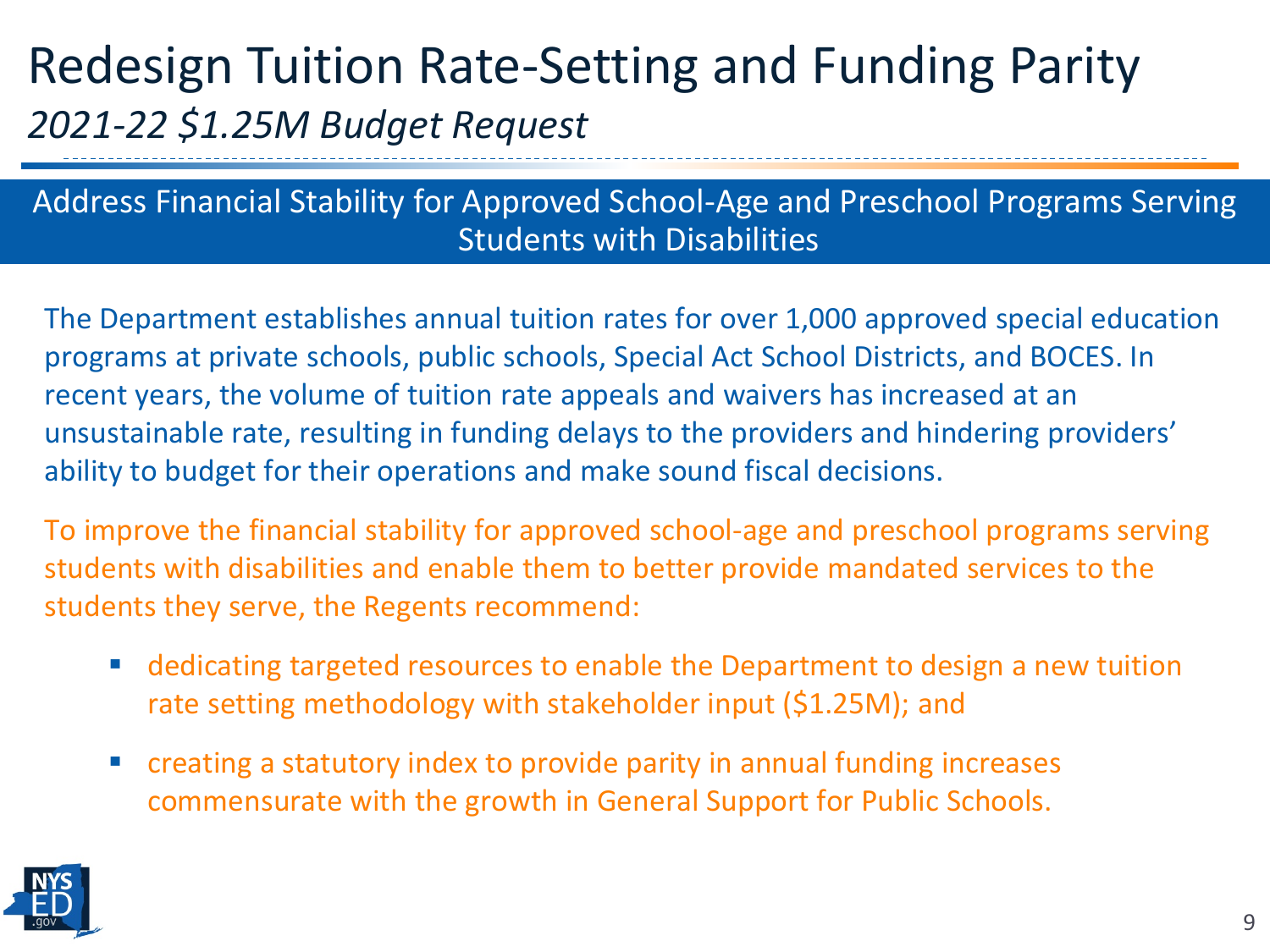# Redesign Tuition Rate-Setting and Funding Parity

*2021-22 $1.25M Budget Request*

## Address Financial Stability for Approved School-Age and Preschool Programs Serving Students with Disabilities

The Department establishes annual tuition rates for over 1,000 approved special education programs at private schools, public schools, Special Act School Districts, and BOCES. In recent years, the volume of tuition rate appeals and waivers has increased at an unsustainable rate, resulting in funding delays to the providers and hindering providers' ability to budget for their operations and make sound fiscal decisions.

To improve the financial stability for approved school-age and preschool programs serving students with disabilities and enable them to better provide mandated services to the students they serve, the Regents recommend:

- dedicating targeted resources to enable the Department to design a new tuition rate setting methodology with stakeholder input ($1.25M); and
- creating a statutory index to provide parity in annual funding increases commensurate with the growth in General Support for Public Schools.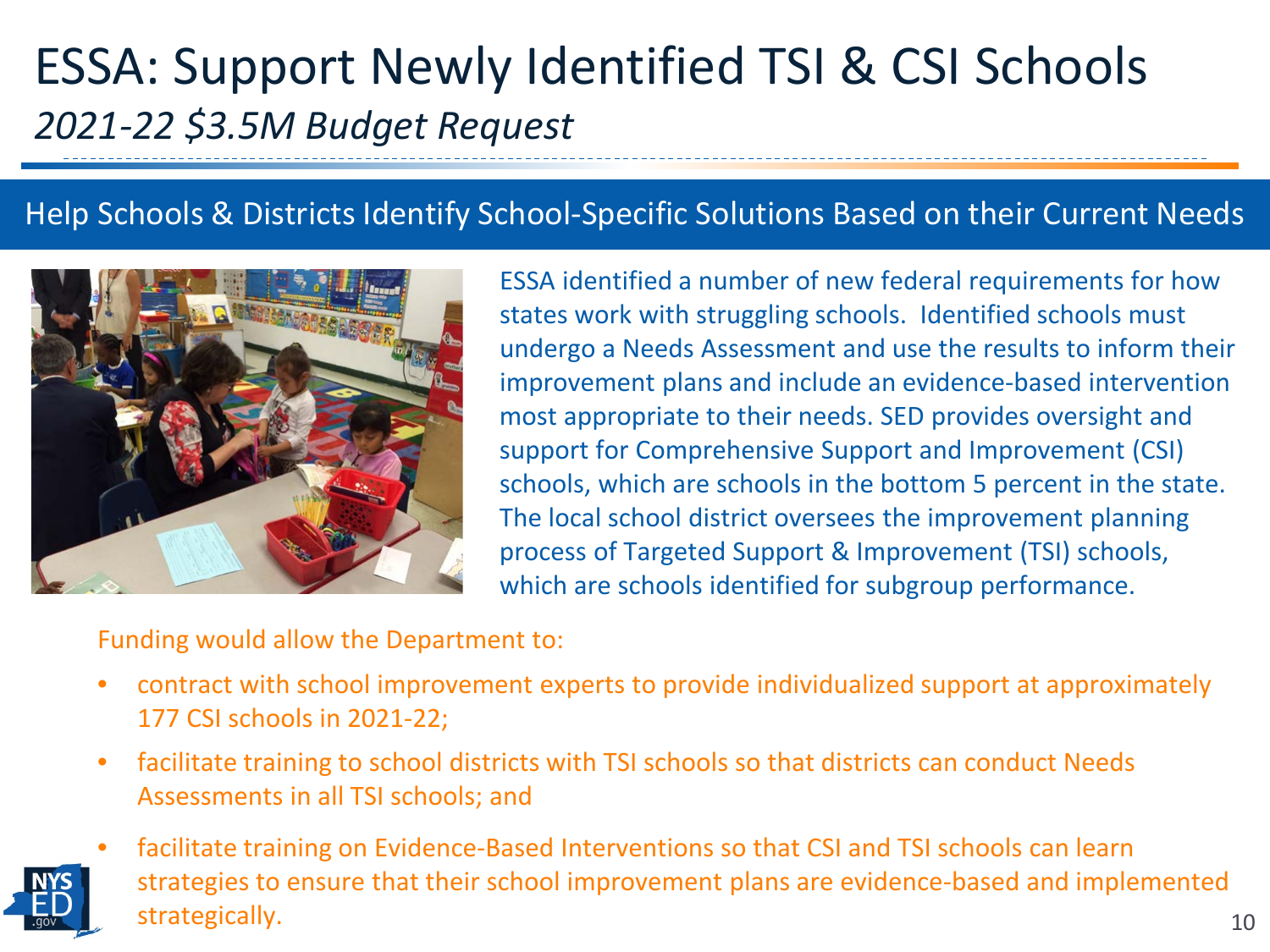# ESSA: Support Newly Identified TSI & CSI Schools

*2021-22 $3.5M Budget Request*

## Help Schools & Districts Identify School-Specific Solutions Based on their Current Needs

ESSA identified a number of new federal requirements for how states work with struggling schools. Identified schools must undergo a Needs Assessment and use the results to inform their improvement plans and include an evidence-based intervention most appropriate to their needs. SED provides oversight and support for Comprehensive Support and Improvement (CSI) schools, which are schools in the bottom 5 percent in the state. The local school district oversees the improvement planning process of Targeted Support & Improvement (TSI) schools, which are schools identified for subgroup performance.

Funding would allow the Department to:

- contract with school improvement experts to provide individualized support at approximately 177 CSI schools in 2021-22;
- facilitate training to school districts with TSI schools so that districts can conduct Needs Assessments in all TSI schools; and
- facilitate training on Evidence-Based Interventions so that CSI and TSI schools can learn strategies to ensure that their school improvement plans are evidence-based and implemented strategically.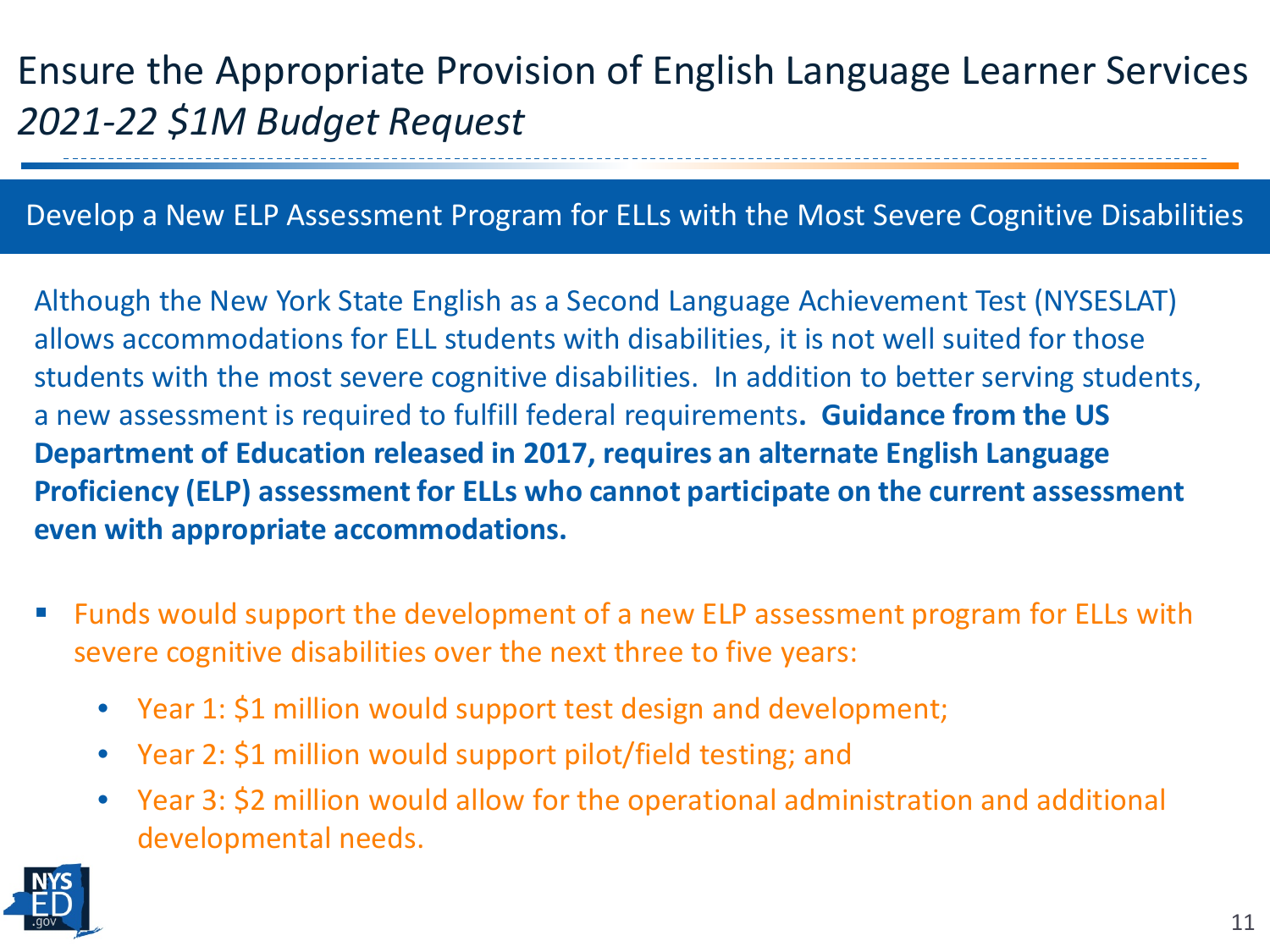# Ensure the Appropriate Provision of English Language Learner Services
## *2021-22 $1M Budget Request*

### Develop a New ELP Assessment Program for ELLs with the Most Severe Cognitive Disabilities

Although the New York State English as a Second Language Achievement Test (NYSESLAT) allows accommodations for ELL students with disabilities, it is not well suited for those students with the most severe cognitive disabilities. In addition to better serving students, a new assessment is required to fulfill federal requirements**. Guidance from the US Department of Education released in 2017, requires an alternate English Language Proficiency (ELP) assessment for ELLs who cannot participate on the current assessment even with appropriate accommodations.**

- Funds would support the development of a new ELP assessment program for ELLs with severe cognitive disabilities over the next three to five years:
  - Year 1: $1 million would support test design and development;
  - Year 2: $1 million would support pilot/field testing; and
  - Year 3: $2 million would allow for the operational administration and additional developmental needs.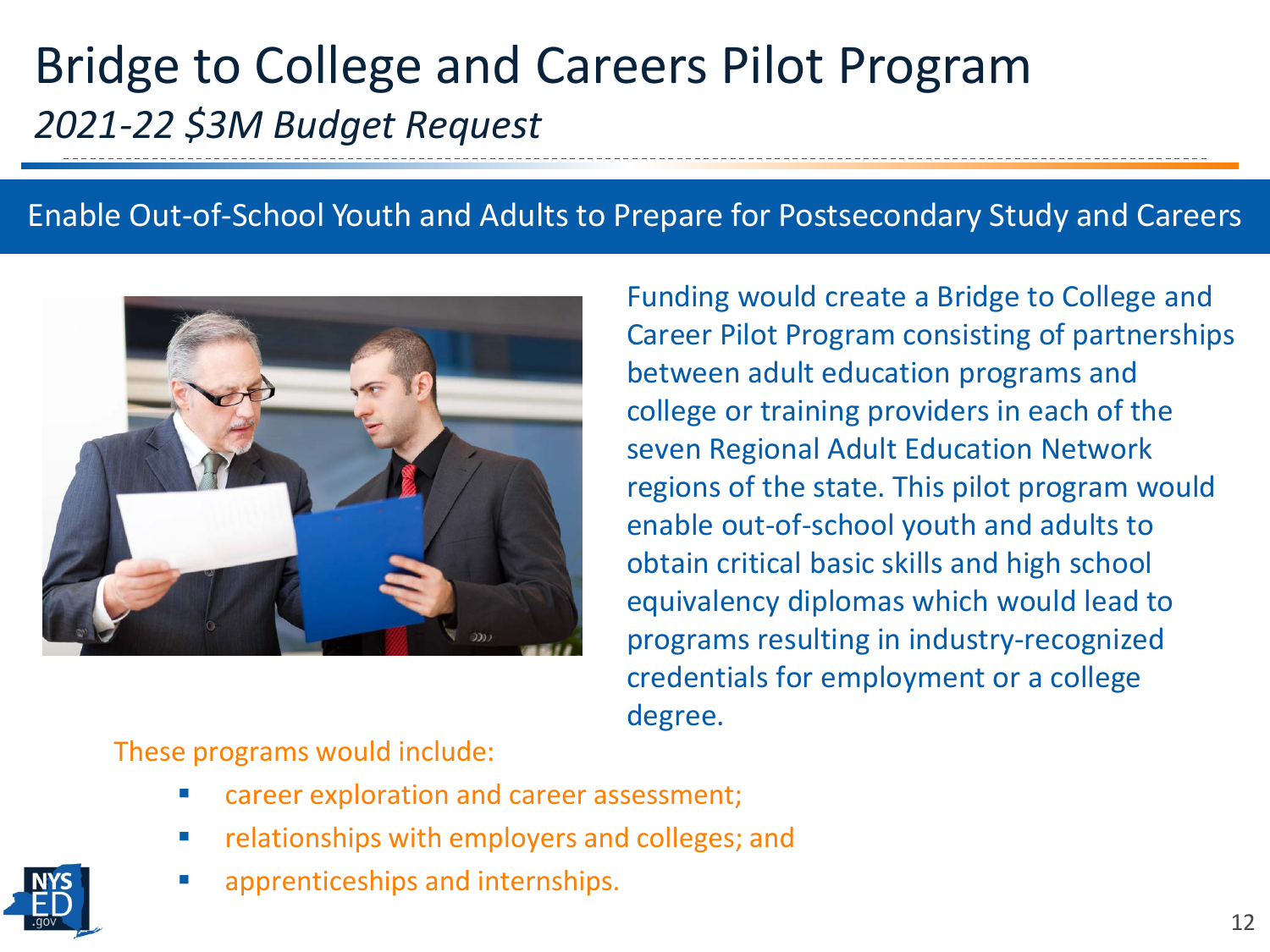# Bridge to College and Careers Pilot Program

*2021-22 $3M Budget Request*

## Enable Out-of-School Youth and Adults to Prepare for Postsecondary Study and Careers

Funding would create a Bridge to College and Career Pilot Program consisting of partnerships between adult education programs and college or training providers in each of the seven Regional Adult Education Network regions of the state. This pilot program would enable out-of-school youth and adults to obtain critical basic skills and high school equivalency diplomas which would lead to programs resulting in industry-recognized credentials for employment or a college degree.

These programs would include:

- career exploration and career assessment;
- relationships with employers and colleges; and
- apprenticeships and internships.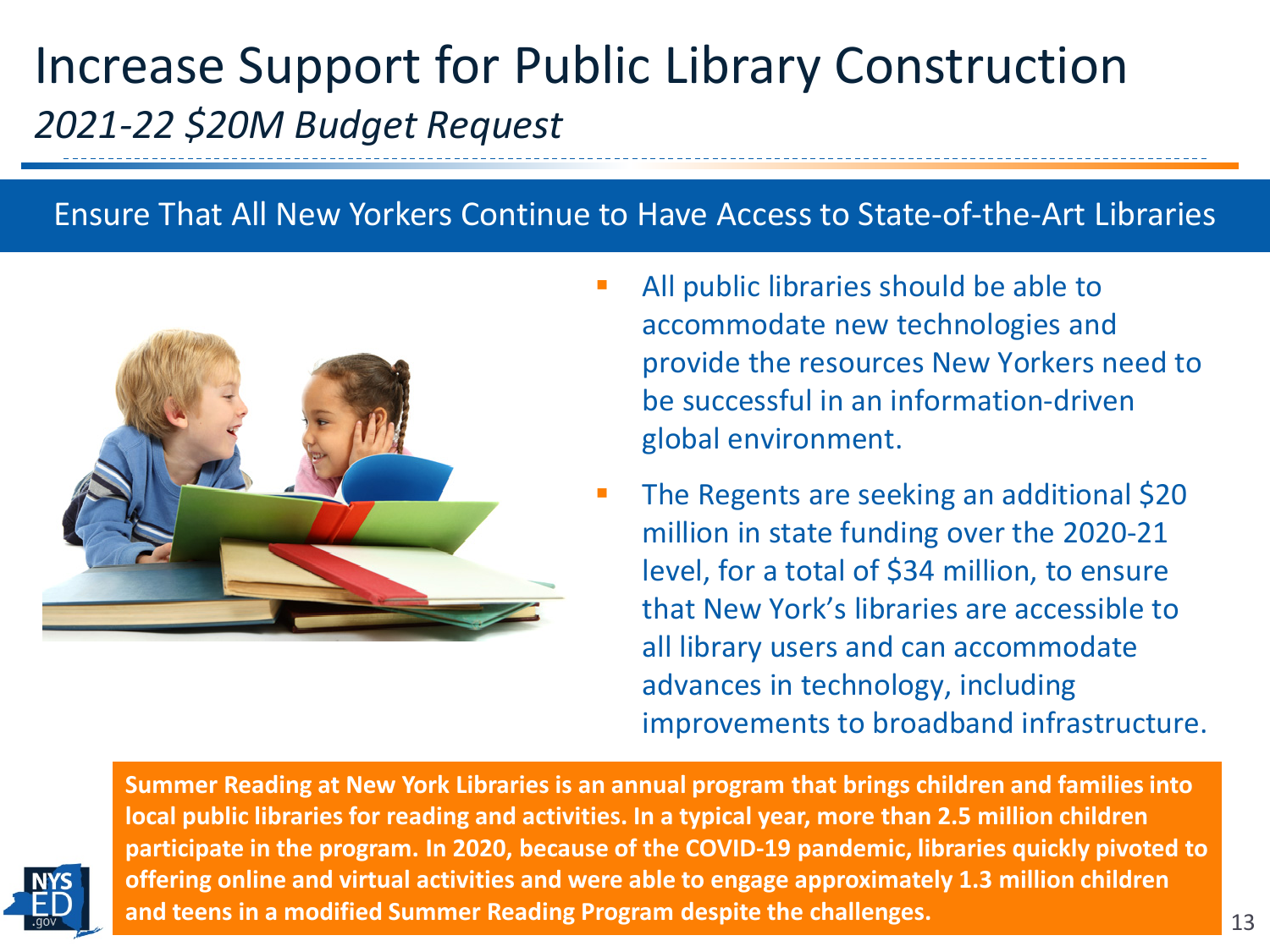# Increase Support for Public Library Construction

*2021-22 $20M Budget Request*

## Ensure That All New Yorkers Continue to Have Access to State-of-the-Art Libraries

- All public libraries should be able to accommodate new technologies and provide the resources New Yorkers need to be successful in an information-driven global environment.
- The Regents are seeking an additional $20 million in state funding over the 2020-21 level, for a total of $34 million, to ensure that New York's libraries are accessible to all library users and can accommodate advances in technology, including improvements to broadband infrastructure.

**Summer Reading at New York Libraries is an annual program that brings children and families into local public libraries for reading and activities. In a typical year, more than 2.5 million children participate in the program. In 2020, because of the COVID-19 pandemic, libraries quickly pivoted to offering online and virtual activities and were able to engage approximately 1.3 million children and teens in a modified Summer Reading Program despite the challenges.**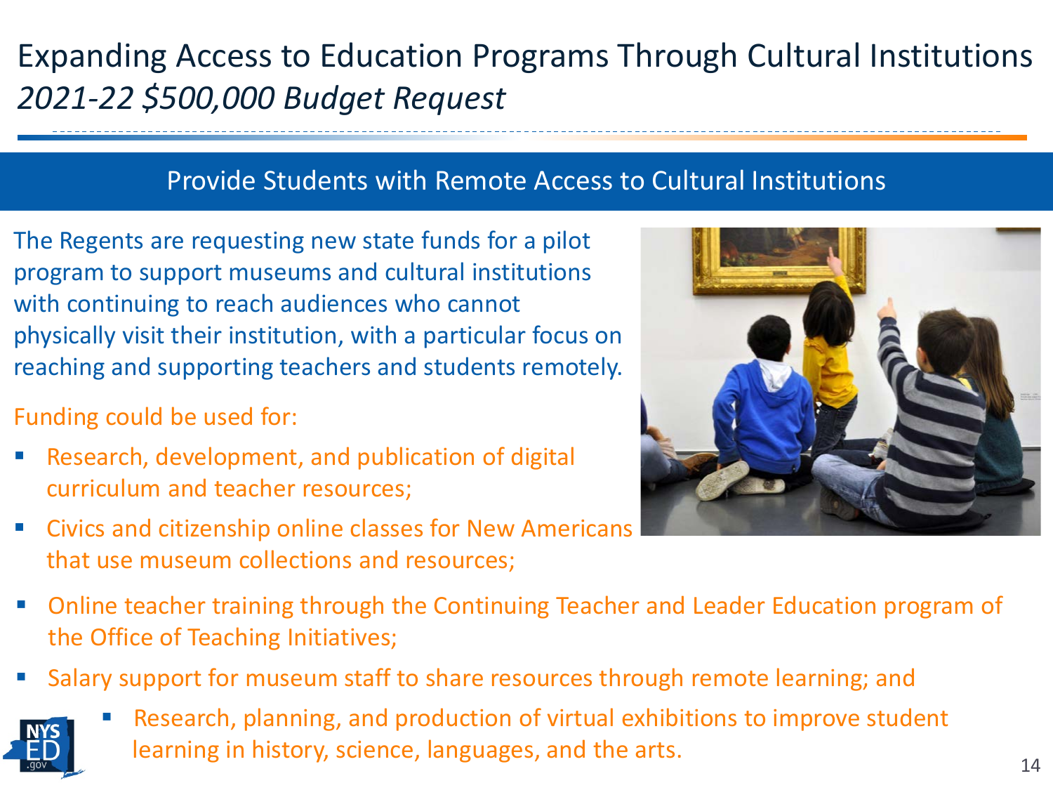# Expanding Access to Education Programs Through Cultural Institutions

*2021-22 $500,000 Budget Request*

## Provide Students with Remote Access to Cultural Institutions

The Regents are requesting new state funds for a pilot program to support museums and cultural institutions with continuing to reach audiences who cannot physically visit their institution, with a particular focus on reaching and supporting teachers and students remotely.

Funding could be used for:

- Research, development, and publication of digital curriculum and teacher resources;
- Civics and citizenship online classes for New Americans that use museum collections and resources;
- Online teacher training through the Continuing Teacher and Leader Education program of the Office of Teaching Initiatives;
- Salary support for museum staff to share resources through remote learning; and
- Research, planning, and production of virtual exhibitions to improve student learning in history, science, languages, and the arts.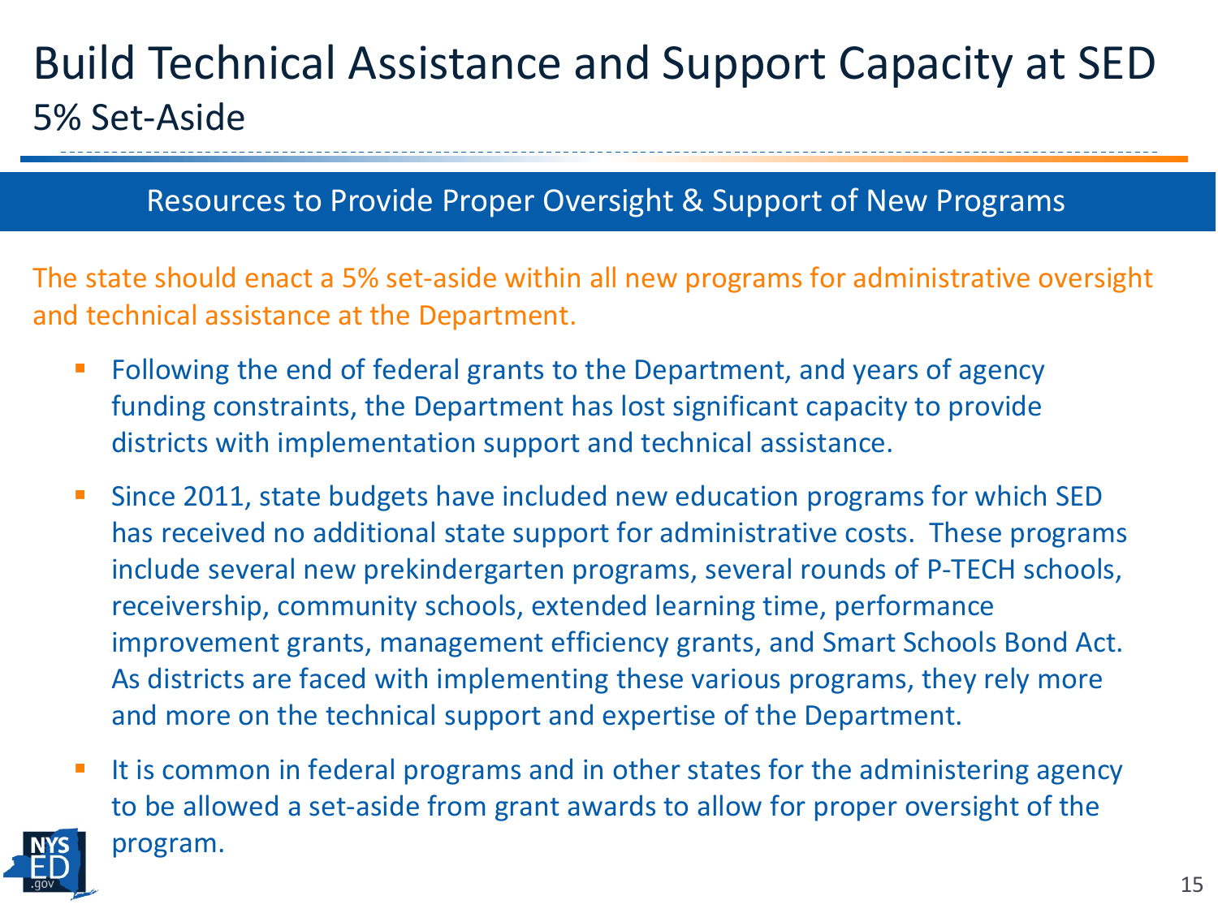# Build Technical Assistance and Support Capacity at SED

## 5% Set-Aside

### Resources to Provide Proper Oversight & Support of New Programs

The state should enact a 5% set-aside within all new programs for administrative oversight and technical assistance at the Department.

- Following the end of federal grants to the Department, and years of agency funding constraints, the Department has lost significant capacity to provide districts with implementation support and technical assistance.
- Since 2011, state budgets have included new education programs for which SED has received no additional state support for administrative costs. These programs include several new prekindergarten programs, several rounds of P-TECH schools, receivership, community schools, extended learning time, performance improvement grants, management efficiency grants, and Smart Schools Bond Act. As districts are faced with implementing these various programs, they rely more and more on the technical support and expertise of the Department.
- It is common in federal programs and in other states for the administering agency to be allowed a set-aside from grant awards to allow for proper oversight of the program.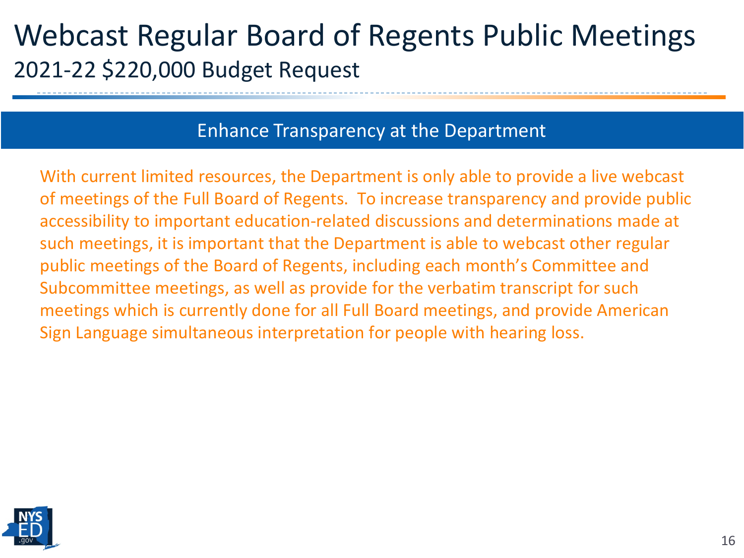# Webcast Regular Board of Regents Public Meetings

## 2021-22 $220,000 Budget Request

### Enhance Transparency at the Department

With current limited resources, the Department is only able to provide a live webcast of meetings of the Full Board of Regents. To increase transparency and provide public accessibility to important education-related discussions and determinations made at such meetings, it is important that the Department is able to webcast other regular public meetings of the Board of Regents, including each month's Committee and Subcommittee meetings, as well as provide for the verbatim transcript for such meetings which is currently done for all Full Board meetings, and provide American Sign Language simultaneous interpretation for people with hearing loss.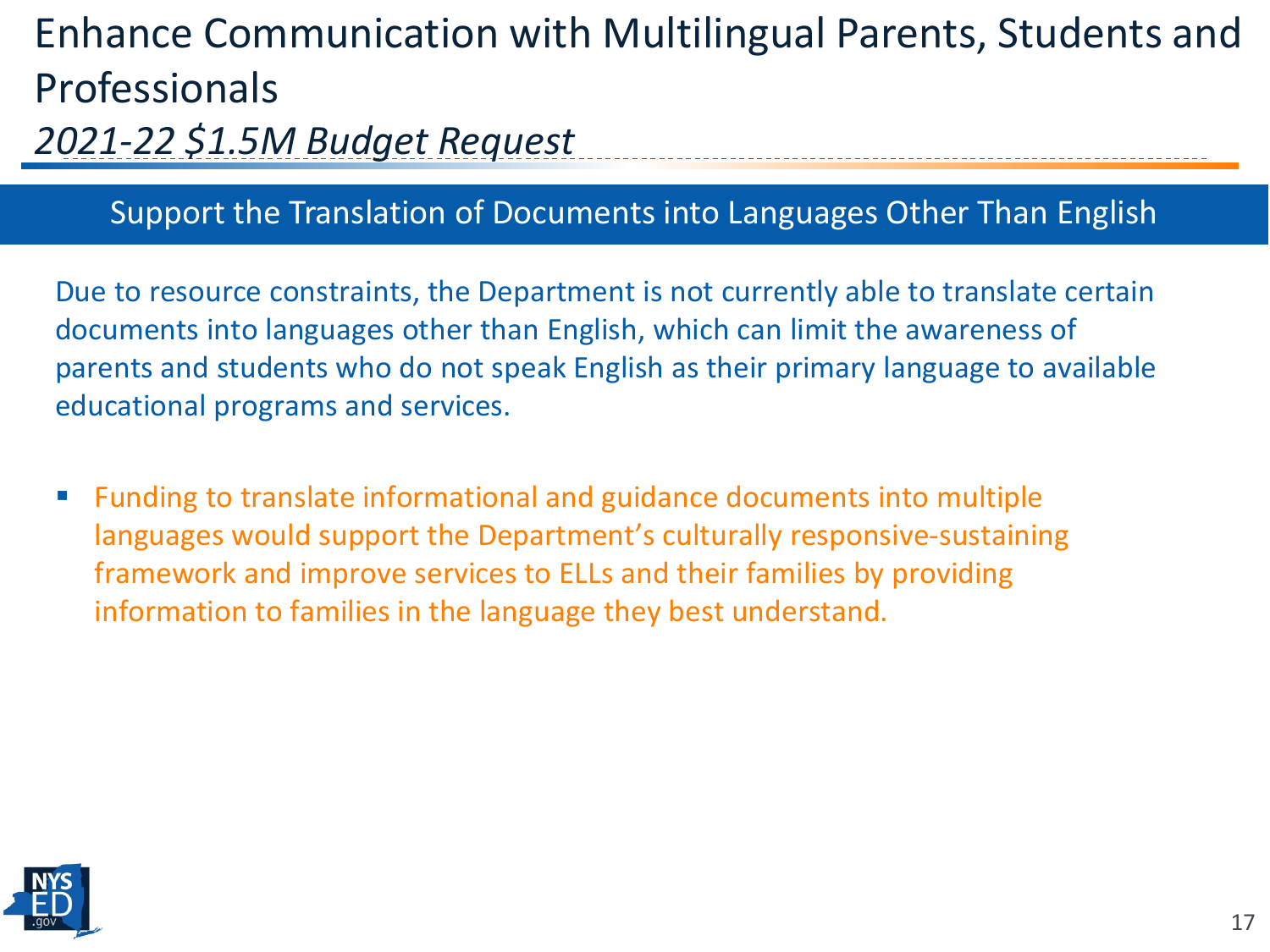# Enhance Communication with Multilingual Parents, Students and Professionals

*2021-22 $1.5M Budget Request*

## Support the Translation of Documents into Languages Other Than English

Due to resource constraints, the Department is not currently able to translate certain documents into languages other than English, which can limit the awareness of parents and students who do not speak English as their primary language to available educational programs and services.

- Funding to translate informational and guidance documents into multiple languages would support the Department's culturally responsive-sustaining framework and improve services to ELLs and their families by providing information to families in the language they best understand.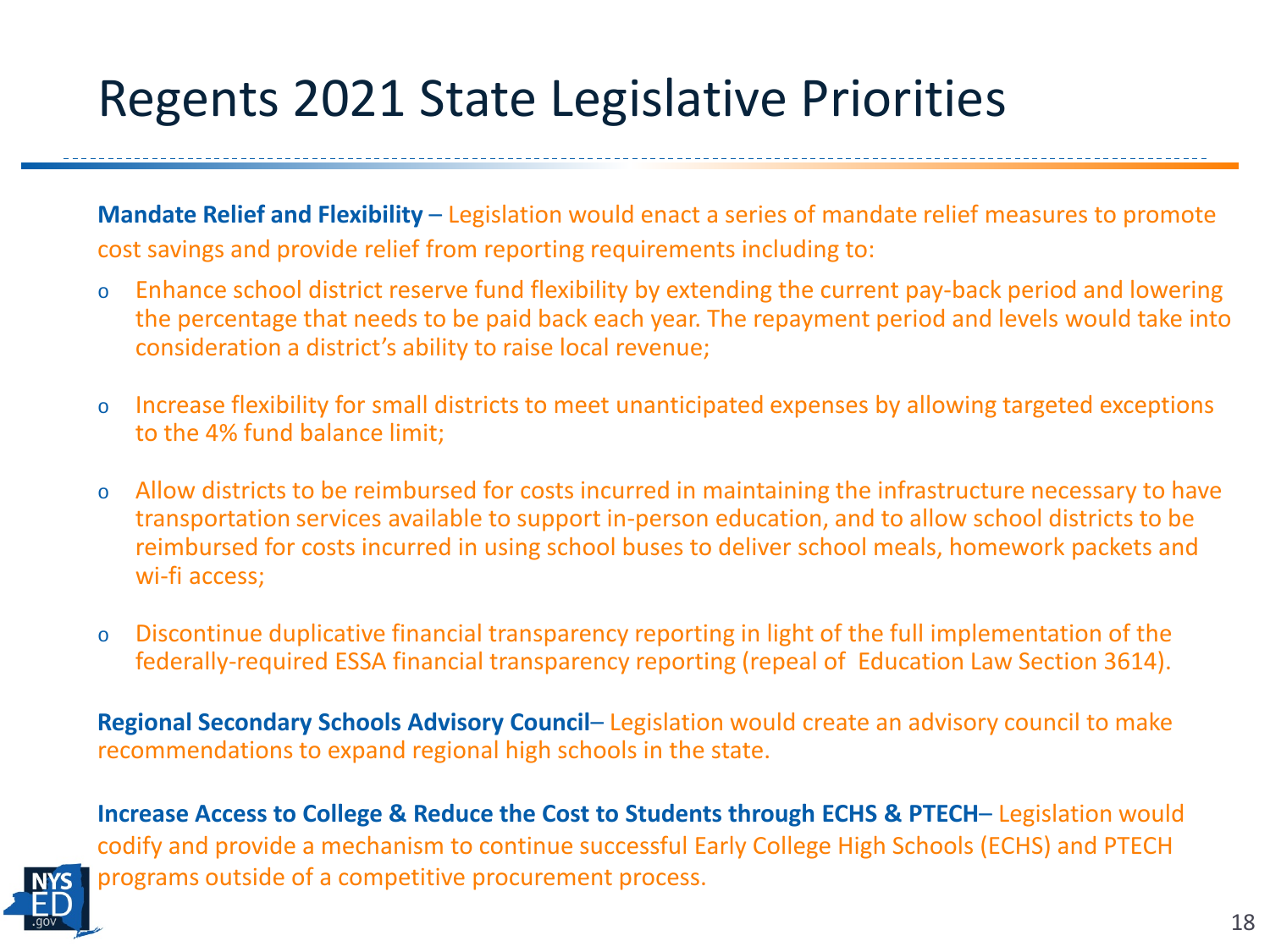# Regents 2021 State Legislative Priorities

**Mandate Relief and Flexibility** – Legislation would enact a series of mandate relief measures to promote cost savings and provide relief from reporting requirements including to:

- Enhance school district reserve fund flexibility by extending the current pay-back period and lowering the percentage that needs to be paid back each year. The repayment period and levels would take into consideration a district's ability to raise local revenue;
- Increase flexibility for small districts to meet unanticipated expenses by allowing targeted exceptions to the 4% fund balance limit;
- Allow districts to be reimbursed for costs incurred in maintaining the infrastructure necessary to have transportation services available to support in-person education, and to allow school districts to be reimbursed for costs incurred in using school buses to deliver school meals, homework packets and wi-fi access;
- Discontinue duplicative financial transparency reporting in light of the full implementation of the federally-required ESSA financial transparency reporting (repeal of Education Law Section 3614).

**Regional Secondary Schools Advisory Council**– Legislation would create an advisory council to make recommendations to expand regional high schools in the state.

**Increase Access to College & Reduce the Cost to Students through ECHS & PTECH**– Legislation would codify and provide a mechanism to continue successful Early College High Schools (ECHS) and PTECH programs outside of a competitive procurement process.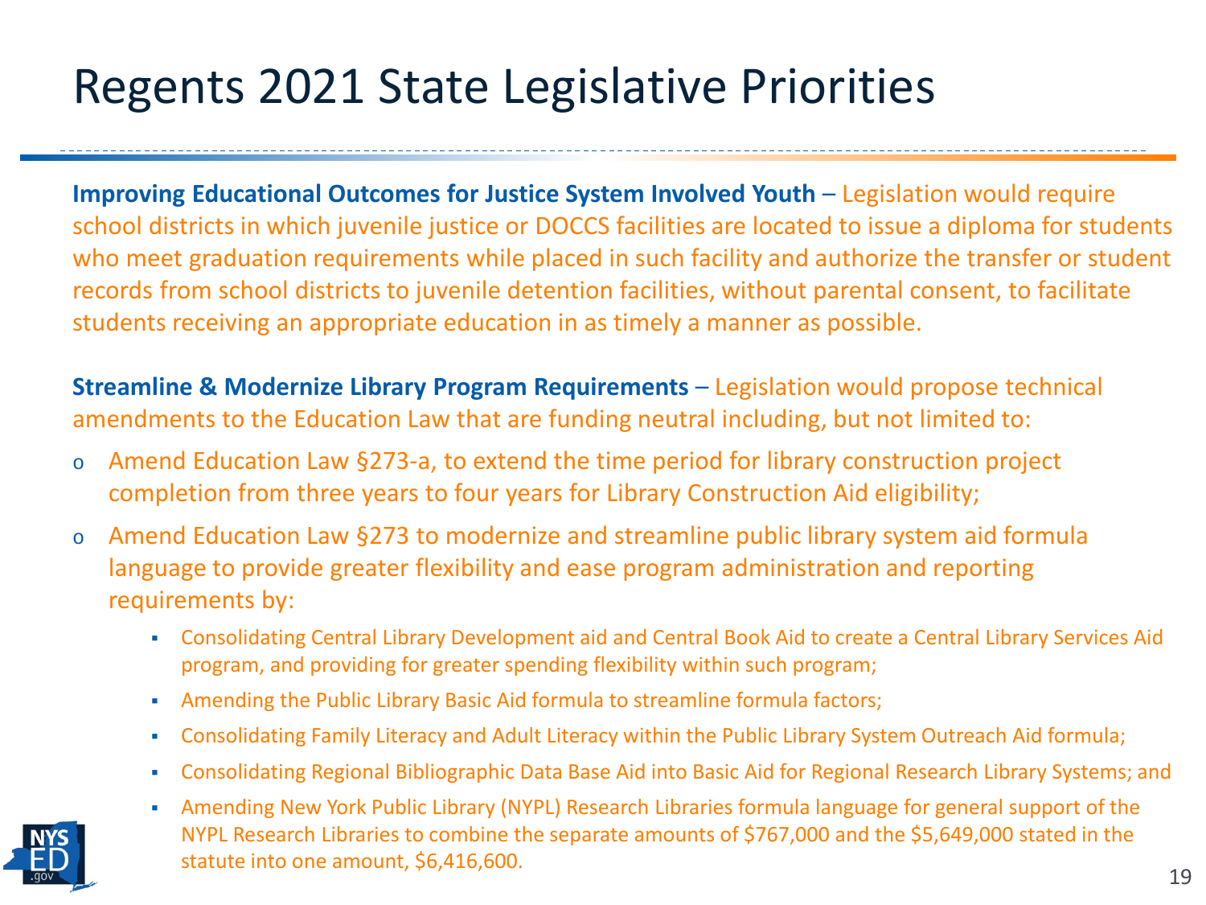# Regents 2021 State Legislative Priorities

**Improving Educational Outcomes for Justice System Involved Youth** – Legislation would require school districts in which juvenile justice or DOCCS facilities are located to issue a diploma for students who meet graduation requirements while placed in such facility and authorize the transfer or student records from school districts to juvenile detention facilities, without parental consent, to facilitate students receiving an appropriate education in as timely a manner as possible.

**Streamline & Modernize Library Program Requirements** – Legislation would propose technical amendments to the Education Law that are funding neutral including, but not limited to:

- Amend Education Law §273-a, to extend the time period for library construction project completion from three years to four years for Library Construction Aid eligibility;
- Amend Education Law §273 to modernize and streamline public library system aid formula language to provide greater flexibility and ease program administration and reporting requirements by:
  - Consolidating Central Library Development aid and Central Book Aid to create a Central Library Services Aid program, and providing for greater spending flexibility within such program;
  - Amending the Public Library Basic Aid formula to streamline formula factors;
  - Consolidating Family Literacy and Adult Literacy within the Public Library System Outreach Aid formula;
  - Consolidating Regional Bibliographic Data Base Aid into Basic Aid for Regional Research Library Systems; and
  - Amending New York Public Library (NYPL) Research Libraries formula language for general support of the NYPL Research Libraries to combine the separate amounts of $767,000 and the $5,649,000 stated in the statute into one amount, $6,416,600.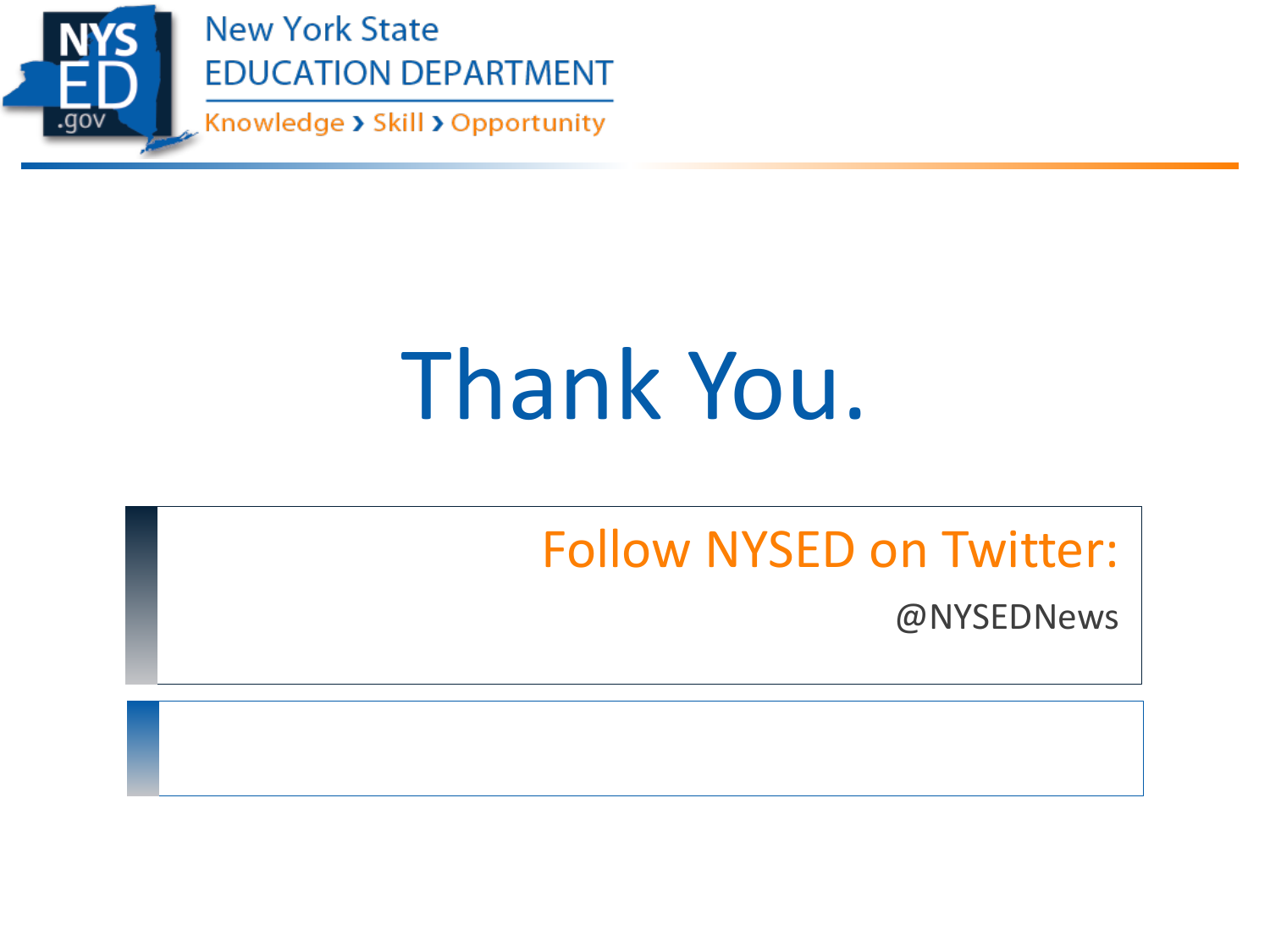# Thank You.

## Follow NYSED on Twitter:

@NYSEDNews